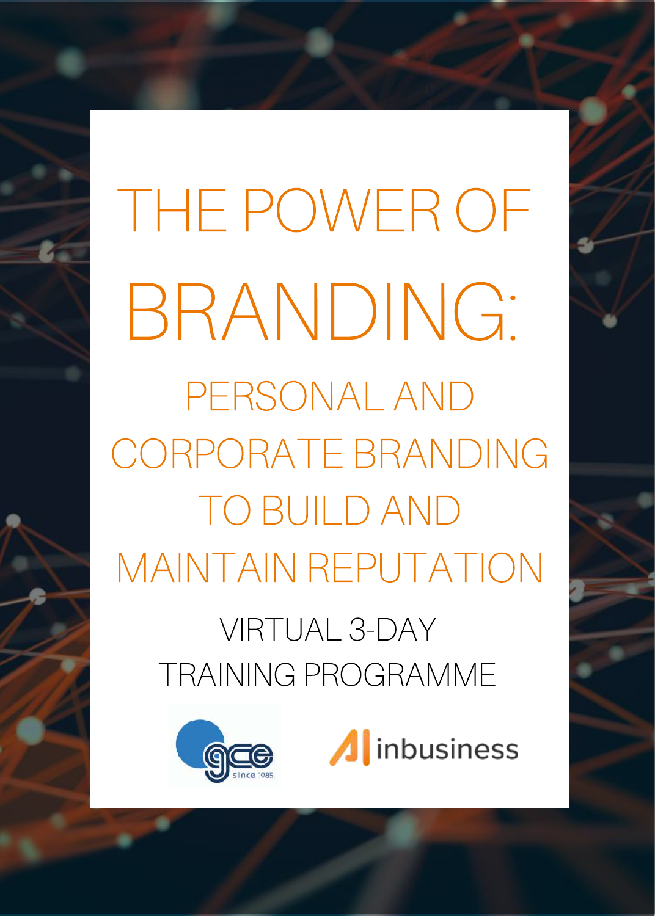# THE POWER OF BRANDING:

## PERSONAL AND CORPORATE BRANDING TO BUILD AND MAINTAIN REPUTATION

VIRTUAL 3-DAY TRAINING PROGRAMME

gce since 1985

AI inbusiness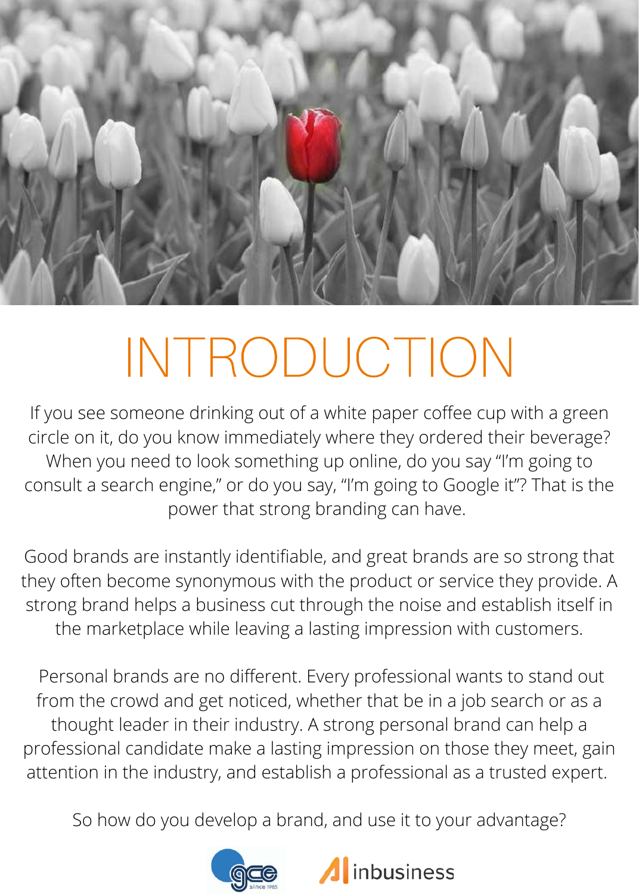# INTRODUCTION

If you see someone drinking out of a white paper coffee cup with a green circle on it, do you know immediately where they ordered their beverage? When you need to look something up online, do you say "I'm going to consult a search engine," or do you say, "I'm going to Google it"? That is the power that strong branding can have.

Good brands are instantly identifiable, and great brands are so strong that they often become synonymous with the product or service they provide. A strong brand helps a business cut through the noise and establish itself in the marketplace while leaving a lasting impression with customers.

Personal brands are no different. Every professional wants to stand out from the crowd and get noticed, whether that be in a job search or as a thought leader in their industry. A strong personal brand can help a professional candidate make a lasting impression on those they meet, gain attention in the industry, and establish a professional as a trusted expert.

So how do you develop a brand, and use it to your advantage?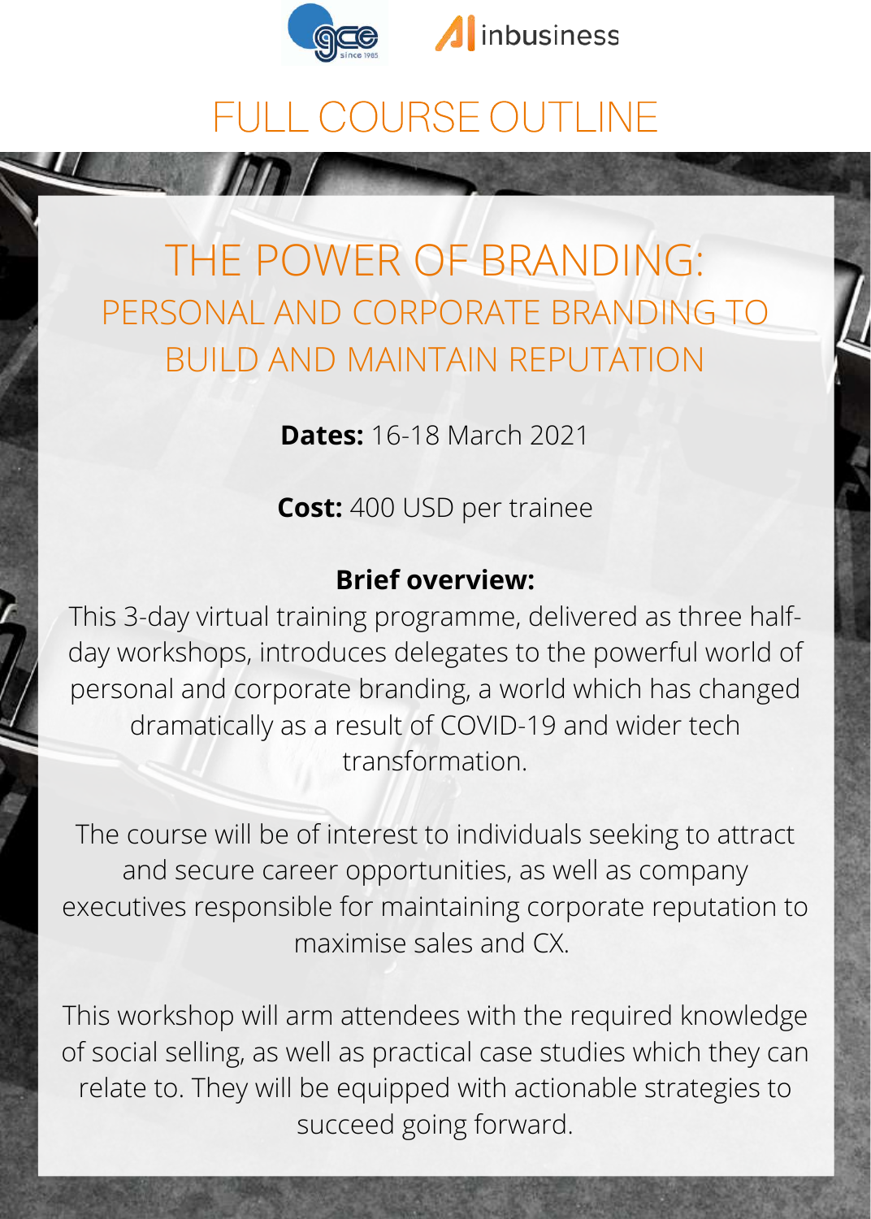# FULL COURSE OUTLINE

## THE POWER OF BRANDING:

### PERSONAL AND CORPORATE BRANDING TO BUILD AND MAINTAIN REPUTATION

**Dates:** 16-18 March 2021

**Cost:** 400 USD per trainee

**Brief overview:**

This 3-day virtual training programme, delivered as three half-day workshops, introduces delegates to the powerful world of personal and corporate branding, a world which has changed dramatically as a result of COVID-19 and wider tech transformation.

The course will be of interest to individuals seeking to attract and secure career opportunities, as well as company executives responsible for maintaining corporate reputation to maximise sales and CX.

This workshop will arm attendees with the required knowledge of social selling, as well as practical case studies which they can relate to. They will be equipped with actionable strategies to succeed going forward.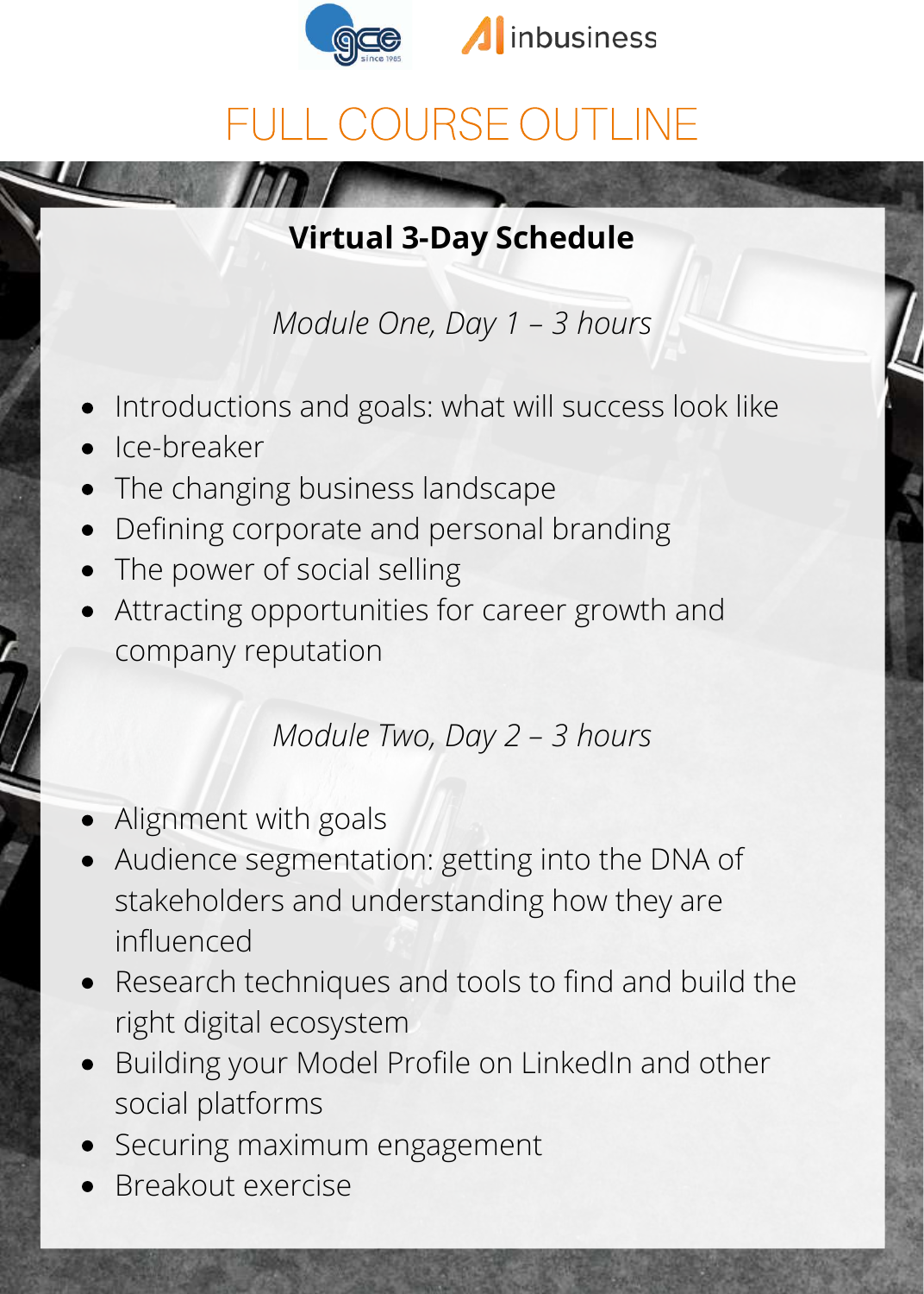# FULL COURSE OUTLINE

## Virtual 3-Day Schedule

*Module One, Day 1 – 3 hours*

- Introductions and goals: what will success look like
- Ice-breaker
- The changing business landscape
- Defining corporate and personal branding
- The power of social selling
- Attracting opportunities for career growth and company reputation

*Module Two, Day 2 – 3 hours*

- Alignment with goals
- Audience segmentation: getting into the DNA of stakeholders and understanding how they are influenced
- Research techniques and tools to find and build the right digital ecosystem
- Building your Model Profile on LinkedIn and other social platforms
- Securing maximum engagement
- Breakout exercise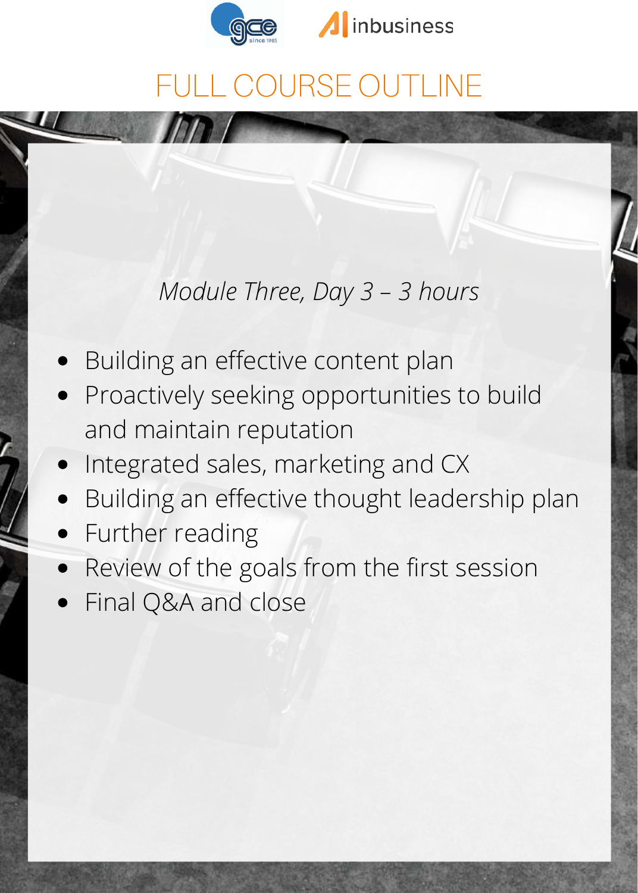# FULL COURSE OUTLINE

*Module Three, Day 3 – 3 hours*

- Building an effective content plan
- Proactively seeking opportunities to build and maintain reputation
- Integrated sales, marketing and CX
- Building an effective thought leadership plan
- Further reading
- Review of the goals from the first session
- Final Q&A and close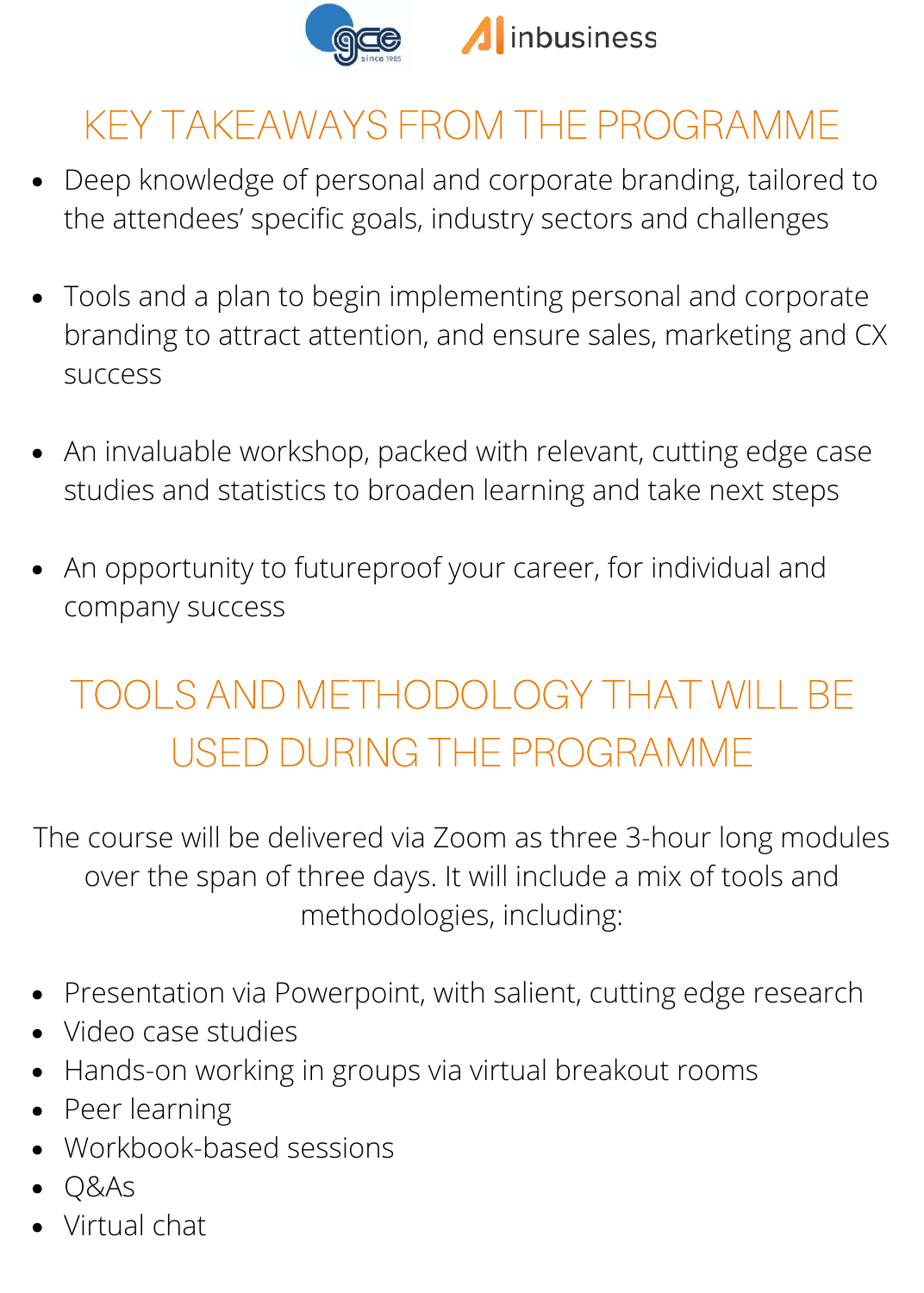## KEY TAKEAWAYS FROM THE PROGRAMME

- Deep knowledge of personal and corporate branding, tailored to the attendees' specific goals, industry sectors and challenges
- Tools and a plan to begin implementing personal and corporate branding to attract attention, and ensure sales, marketing and CX success
- An invaluable workshop, packed with relevant, cutting edge case studies and statistics to broaden learning and take next steps
- An opportunity to futureproof your career, for individual and company success

## TOOLS AND METHODOLOGY THAT WILL BE USED DURING THE PROGRAMME

The course will be delivered via Zoom as three 3-hour long modules over the span of three days. It will include a mix of tools and methodologies, including:

- Presentation via Powerpoint, with salient, cutting edge research
- Video case studies
- Hands-on working in groups via virtual breakout rooms
- Peer learning
- Workbook-based sessions
- Q&As
- Virtual chat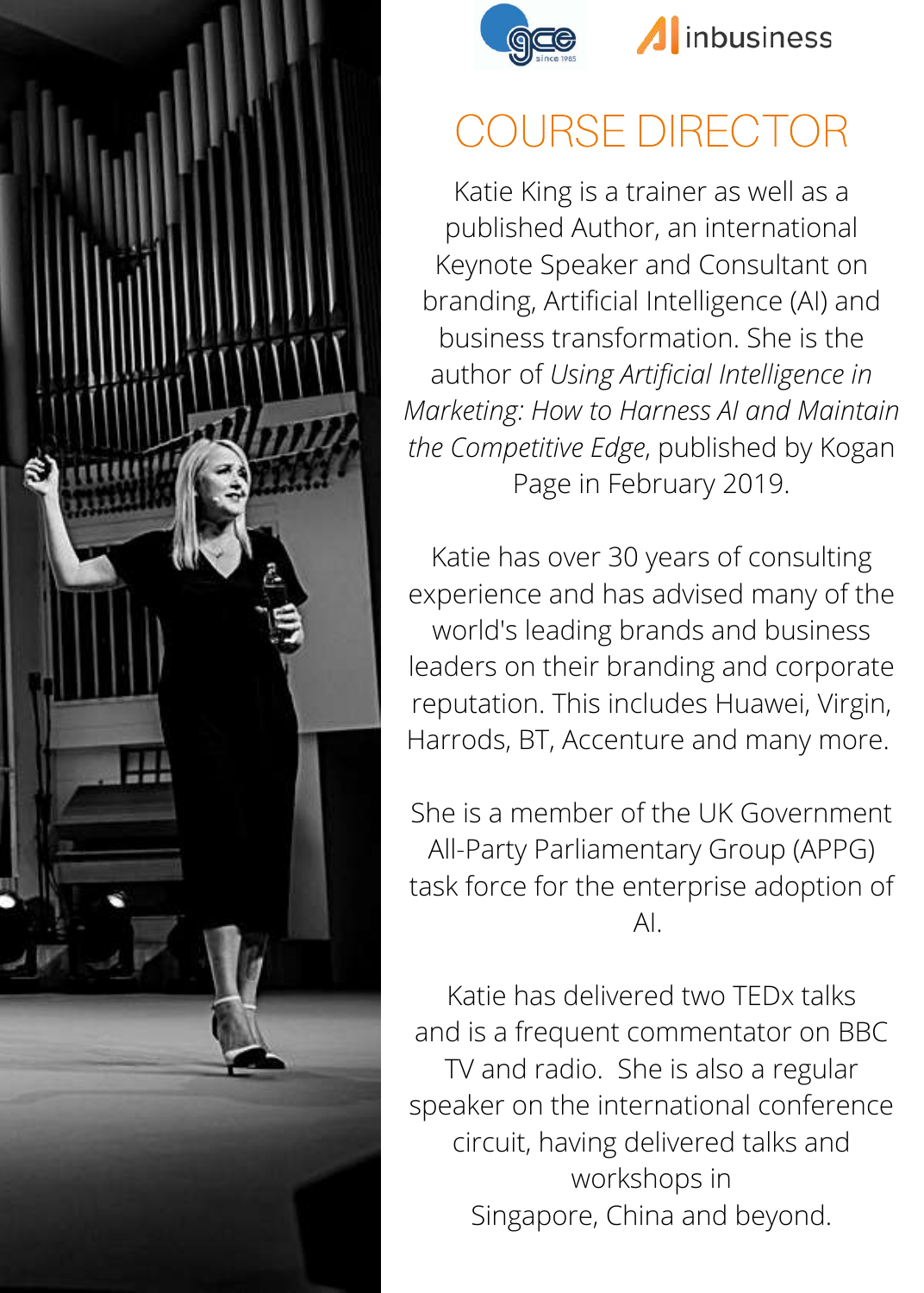# COURSE DIRECTOR

Katie King is a trainer as well as a published Author, an international Keynote Speaker and Consultant on branding, Artificial Intelligence (AI) and business transformation. She is the author of *Using Artificial Intelligence in Marketing: How to Harness AI and Maintain the Competitive Edge*, published by Kogan Page in February 2019.

Katie has over 30 years of consulting experience and has advised many of the world's leading brands and business leaders on their branding and corporate reputation. This includes Huawei, Virgin, Harrods, BT, Accenture and many more.

She is a member of the UK Government All-Party Parliamentary Group (APPG) task force for the enterprise adoption of AI.

Katie has delivered two TEDx talks and is a frequent commentator on BBC TV and radio. She is also a regular speaker on the international conference circuit, having delivered talks and workshops in Singapore, China and beyond.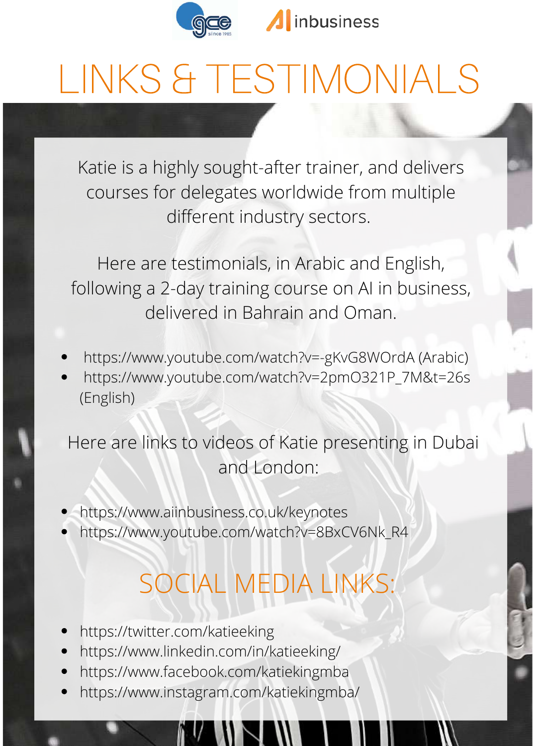# LINKS & TESTIMONIALS

Katie is a highly sought-after trainer, and delivers courses for delegates worldwide from multiple different industry sectors.

Here are testimonials, in Arabic and English, following a 2-day training course on AI in business, delivered in Bahrain and Oman.

- https://www.youtube.com/watch?v=-gKvG8WOrdA (Arabic)
- https://www.youtube.com/watch?v=2pmO321P_7M&t=26s (English)

Here are links to videos of Katie presenting in Dubai and London:

- https://www.aiinbusiness.co.uk/keynotes
- https://www.youtube.com/watch?v=8BxCV6Nk_R4

## SOCIAL MEDIA LINKS:

- https://twitter.com/katieeking
- https://www.linkedin.com/in/katieeking/
- https://www.facebook.com/katiekingmba
- https://www.instagram.com/katiekingmba/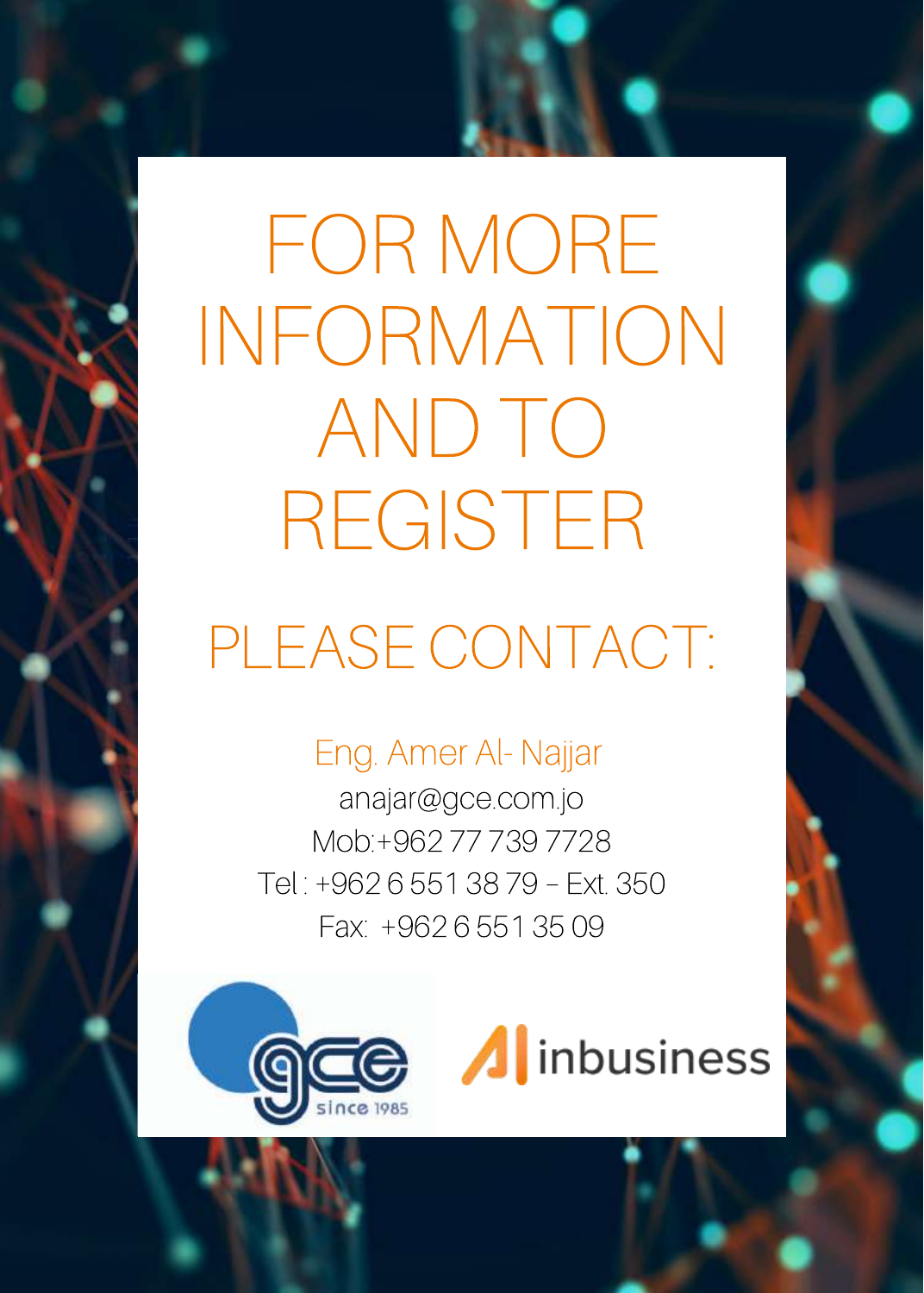# FOR MORE INFORMATION AND TO REGISTER

## PLEASE CONTACT:

Eng. Amer Al- Najjar

anajar@gce.com.jo

Mob:+962 77 739 7728

Tel : +962 6 551 38 79 – Ext. 350

Fax: +962 6 551 35 09

gce since 1985

AI inbusiness